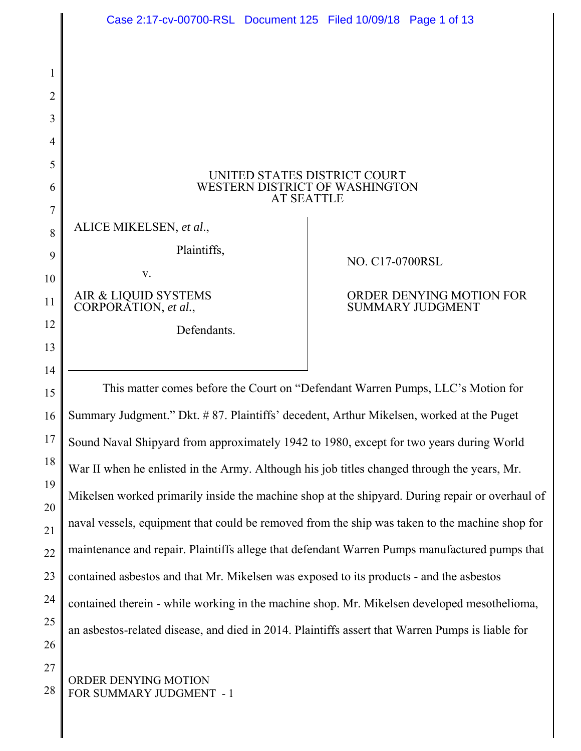UNITED STATES DISTRICT COURT
WESTERN DISTRICT OF WASHINGTON
AT SEATTLE

ALICE MIKELSEN, *et al*.,

Plaintiffs,

v.

AIR & LIQUID SYSTEMS CORPORATION, *et al.*,

Defendants.

NO. C17-0700RSL

ORDER DENYING MOTION FOR SUMMARY JUDGMENT

This matter comes before the Court on "Defendant Warren Pumps, LLC's Motion for Summary Judgment." Dkt. # 87. Plaintiffs' decedent, Arthur Mikelsen, worked at the Puget Sound Naval Shipyard from approximately 1942 to 1980, except for two years during World War II when he enlisted in the Army. Although his job titles changed through the years, Mr. Mikelsen worked primarily inside the machine shop at the shipyard. During repair or overhaul of naval vessels, equipment that could be removed from the ship was taken to the machine shop for maintenance and repair. Plaintiffs allege that defendant Warren Pumps manufactured pumps that contained asbestos and that Mr. Mikelsen was exposed to its products - and the asbestos contained therein - while working in the machine shop. Mr. Mikelsen developed mesothelioma, an asbestos-related disease, and died in 2014. Plaintiffs assert that Warren Pumps is liable for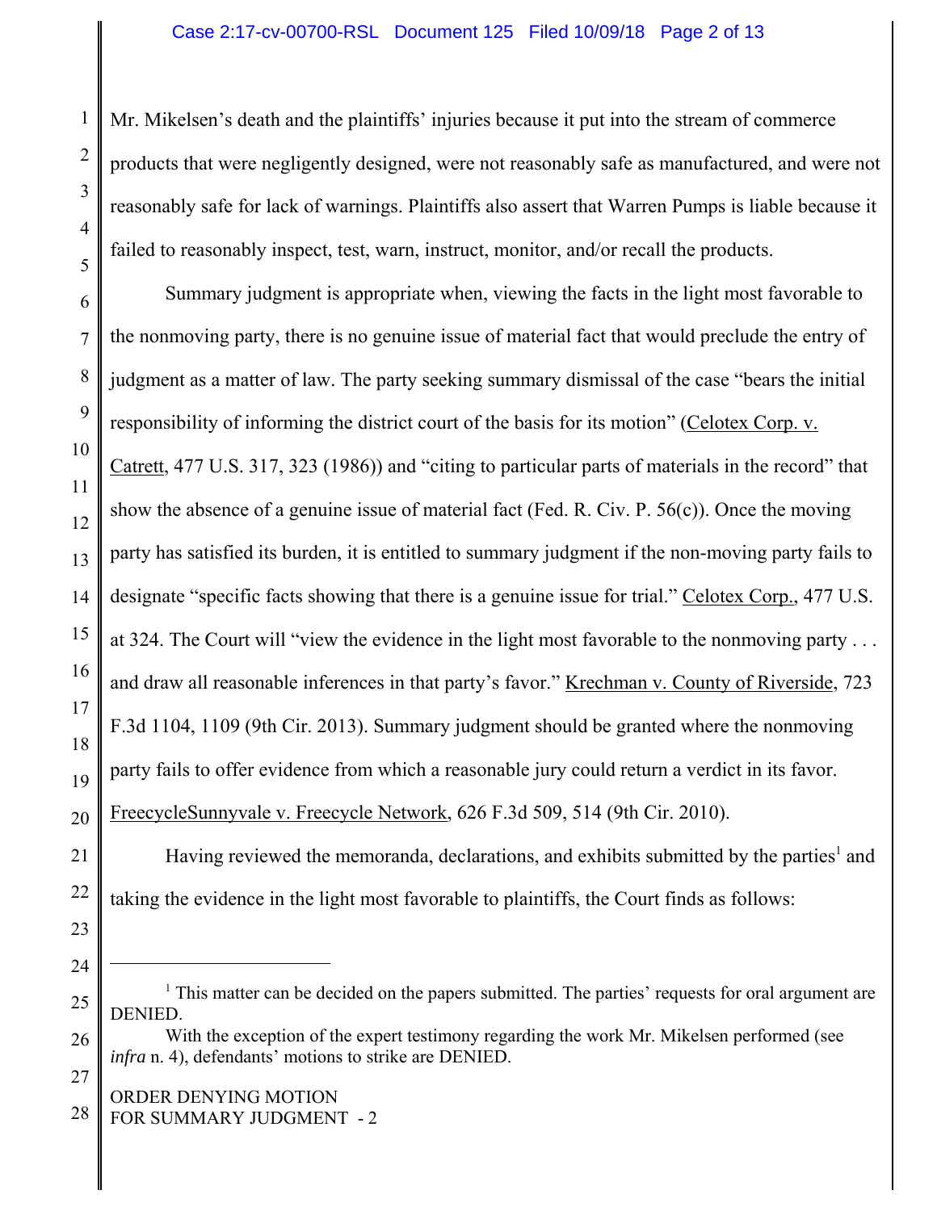Mr. Mikelsen's death and the plaintiffs' injuries because it put into the stream of commerce products that were negligently designed, were not reasonably safe as manufactured, and were not reasonably safe for lack of warnings. Plaintiffs also assert that Warren Pumps is liable because it failed to reasonably inspect, test, warn, instruct, monitor, and/or recall the products.

Summary judgment is appropriate when, viewing the facts in the light most favorable to the nonmoving party, there is no genuine issue of material fact that would preclude the entry of judgment as a matter of law. The party seeking summary dismissal of the case "bears the initial responsibility of informing the district court of the basis for its motion" (Celotex Corp. v. Catrett, 477 U.S. 317, 323 (1986)) and "citing to particular parts of materials in the record" that show the absence of a genuine issue of material fact (Fed. R. Civ. P. 56(c)). Once the moving party has satisfied its burden, it is entitled to summary judgment if the non-moving party fails to designate "specific facts showing that there is a genuine issue for trial." Celotex Corp., 477 U.S. at 324. The Court will "view the evidence in the light most favorable to the nonmoving party . . . and draw all reasonable inferences in that party's favor." Krechman v. County of Riverside, 723 F.3d 1104, 1109 (9th Cir. 2013). Summary judgment should be granted where the nonmoving party fails to offer evidence from which a reasonable jury could return a verdict in its favor. FreecycleSunnyvale v. Freecycle Network, 626 F.3d 509, 514 (9th Cir. 2010).

Having reviewed the memoranda, declarations, and exhibits submitted by the parties[1] and taking the evidence in the light most favorable to plaintiffs, the Court finds as follows:

---

[1] This matter can be decided on the papers submitted. The parties' requests for oral argument are DENIED.

With the exception of the expert testimony regarding the work Mr. Mikelsen performed (see *infra* n. 4), defendants' motions to strike are DENIED.

ORDER DENYING MOTION FOR SUMMARY JUDGMENT - 2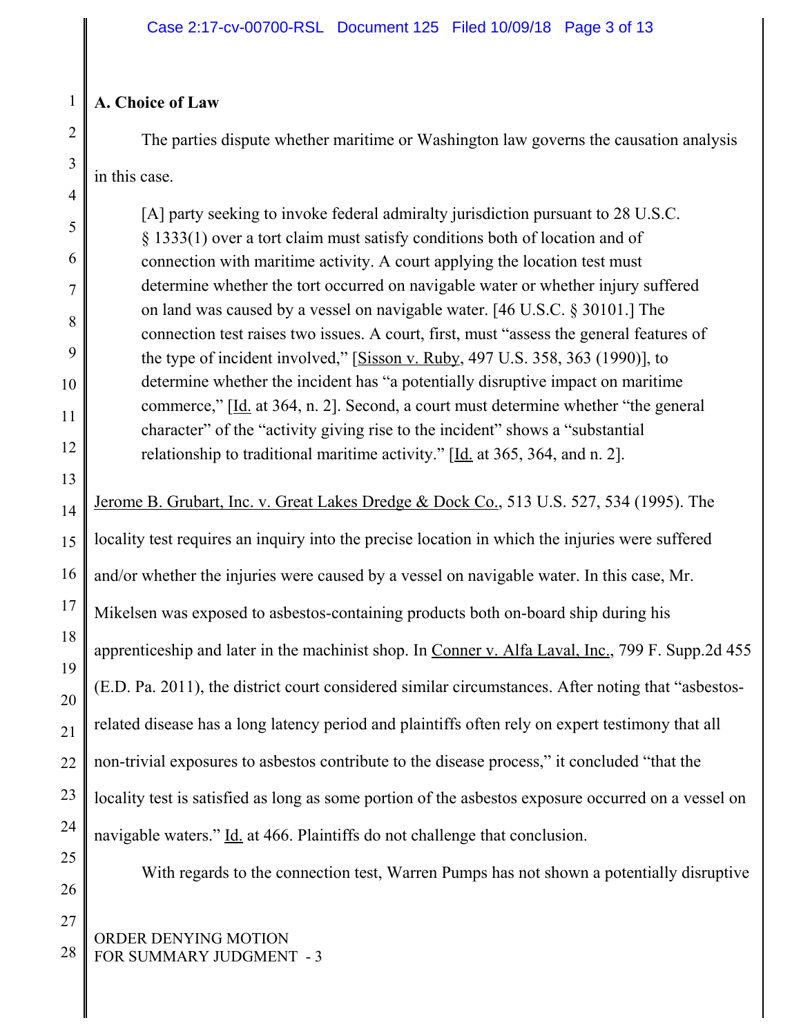### A. Choice of Law

The parties dispute whether maritime or Washington law governs the causation analysis in this case.

> [A] party seeking to invoke federal admiralty jurisdiction pursuant to 28 U.S.C. § 1333(1) over a tort claim must satisfy conditions both of location and of connection with maritime activity. A court applying the location test must determine whether the tort occurred on navigable water or whether injury suffered on land was caused by a vessel on navigable water. [46 U.S.C. § 30101.] The connection test raises two issues. A court, first, must "assess the general features of the type of incident involved," [Sisson v. Ruby, 497 U.S. 358, 363 (1990)], to determine whether the incident has "a potentially disruptive impact on maritime commerce," [Id. at 364, n. 2]. Second, a court must determine whether "the general character" of the "activity giving rise to the incident" shows a "substantial relationship to traditional maritime activity." [Id. at 365, 364, and n. 2].

Jerome B. Grubart, Inc. v. Great Lakes Dredge & Dock Co., 513 U.S. 527, 534 (1995). The locality test requires an inquiry into the precise location in which the injuries were suffered and/or whether the injuries were caused by a vessel on navigable water. In this case, Mr. Mikelsen was exposed to asbestos-containing products both on-board ship during his apprenticeship and later in the machinist shop. In Conner v. Alfa Laval, Inc., 799 F. Supp.2d 455 (E.D. Pa. 2011), the district court considered similar circumstances. After noting that "asbestos-related disease has a long latency period and plaintiffs often rely on expert testimony that all non-trivial exposures to asbestos contribute to the disease process," it concluded "that the locality test is satisfied as long as some portion of the asbestos exposure occurred on a vessel on navigable waters." Id. at 466. Plaintiffs do not challenge that conclusion.

With regards to the connection test, Warren Pumps has not shown a potentially disruptive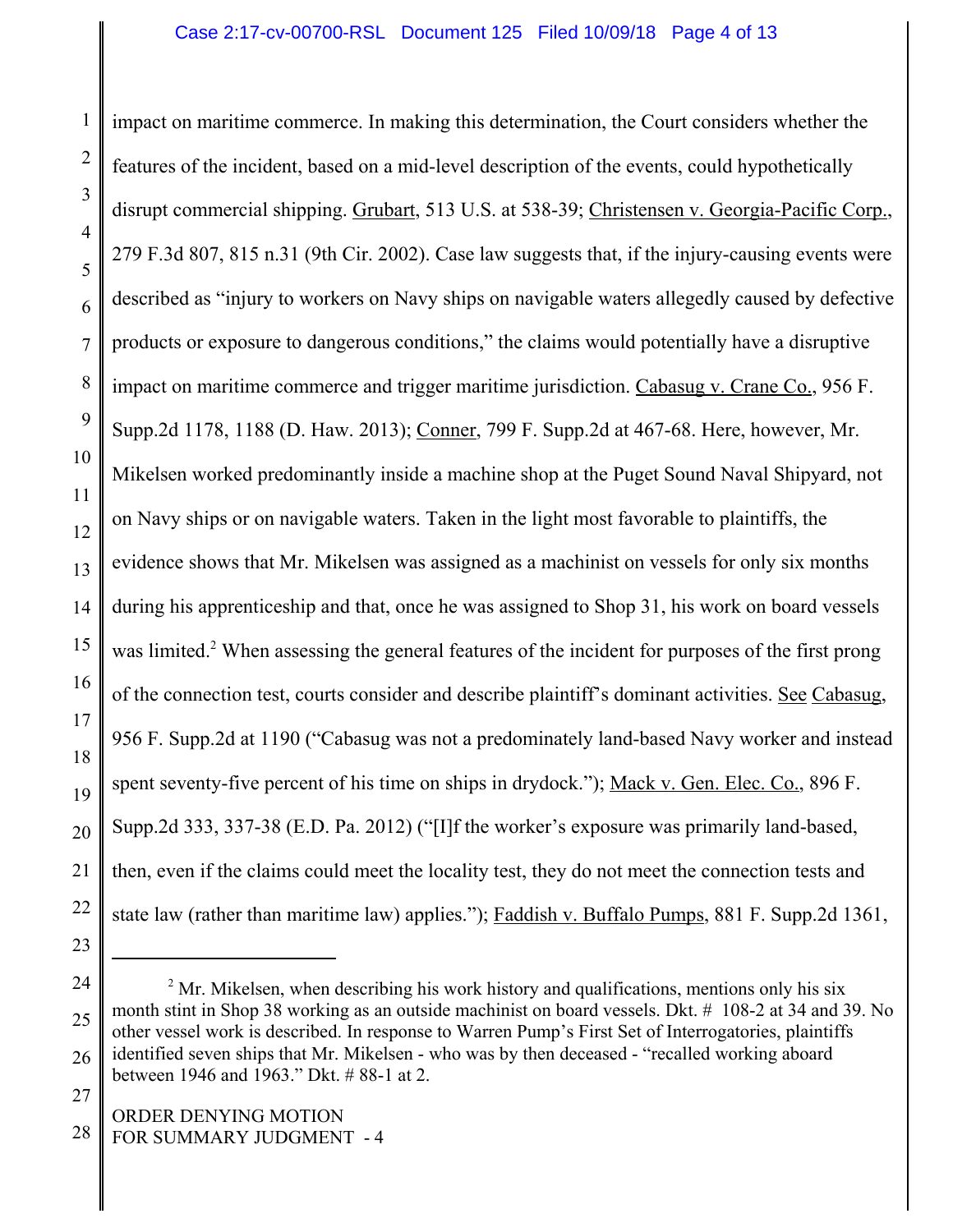impact on maritime commerce. In making this determination, the Court considers whether the features of the incident, based on a mid-level description of the events, could hypothetically disrupt commercial shipping. Grubart, 513 U.S. at 538-39; Christensen v. Georgia-Pacific Corp., 279 F.3d 807, 815 n.31 (9th Cir. 2002). Case law suggests that, if the injury-causing events were described as "injury to workers on Navy ships on navigable waters allegedly caused by defective products or exposure to dangerous conditions," the claims would potentially have a disruptive impact on maritime commerce and trigger maritime jurisdiction. Cabasug v. Crane Co., 956 F. Supp.2d 1178, 1188 (D. Haw. 2013); Conner, 799 F. Supp.2d at 467-68. Here, however, Mr. Mikelsen worked predominantly inside a machine shop at the Puget Sound Naval Shipyard, not on Navy ships or on navigable waters. Taken in the light most favorable to plaintiffs, the evidence shows that Mr. Mikelsen was assigned as a machinist on vessels for only six months during his apprenticeship and that, once he was assigned to Shop 31, his work on board vessels was limited.[2] When assessing the general features of the incident for purposes of the first prong of the connection test, courts consider and describe plaintiff's dominant activities. See Cabasug, 956 F. Supp.2d at 1190 ("Cabasug was not a predominately land-based Navy worker and instead spent seventy-five percent of his time on ships in drydock."); Mack v. Gen. Elec. Co., 896 F. Supp.2d 333, 337-38 (E.D. Pa. 2012) ("[I]f the worker's exposure was primarily land-based, then, even if the claims could meet the locality test, they do not meet the connection tests and state law (rather than maritime law) applies."); Faddish v. Buffalo Pumps, 881 F. Supp.2d 1361,

[2] Mr. Mikelsen, when describing his work history and qualifications, mentions only his six month stint in Shop 38 working as an outside machinist on board vessels. Dkt. # 108-2 at 34 and 39. No other vessel work is described. In response to Warren Pump's First Set of Interrogatories, plaintiffs identified seven ships that Mr. Mikelsen - who was by then deceased - "recalled working aboard between 1946 and 1963." Dkt. # 88-1 at 2.

ORDER DENYING MOTION FOR SUMMARY JUDGMENT - 4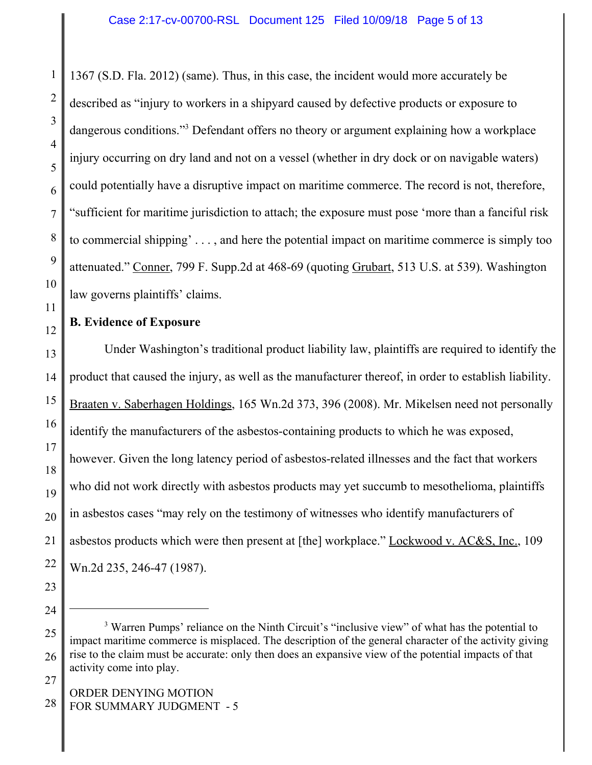1367 (S.D. Fla. 2012) (same). Thus, in this case, the incident would more accurately be described as "injury to workers in a shipyard caused by defective products or exposure to dangerous conditions."[3] Defendant offers no theory or argument explaining how a workplace injury occurring on dry land and not on a vessel (whether in dry dock or on navigable waters) could potentially have a disruptive impact on maritime commerce. The record is not, therefore, "sufficient for maritime jurisdiction to attach; the exposure must pose 'more than a fanciful risk to commercial shipping' . . . , and here the potential impact on maritime commerce is simply too attenuated." Conner, 799 F. Supp.2d at 468-69 (quoting Grubart, 513 U.S. at 539). Washington law governs plaintiffs' claims.

**B. Evidence of Exposure**

Under Washington's traditional product liability law, plaintiffs are required to identify the product that caused the injury, as well as the manufacturer thereof, in order to establish liability. Braaten v. Saberhagen Holdings, 165 Wn.2d 373, 396 (2008). Mr. Mikelsen need not personally identify the manufacturers of the asbestos-containing products to which he was exposed, however. Given the long latency period of asbestos-related illnesses and the fact that workers who did not work directly with asbestos products may yet succumb to mesothelioma, plaintiffs in asbestos cases "may rely on the testimony of witnesses who identify manufacturers of asbestos products which were then present at [the] workplace." Lockwood v. AC&S, Inc., 109 Wn.2d 235, 246-47 (1987).

[3] Warren Pumps' reliance on the Ninth Circuit's "inclusive view" of what has the potential to impact maritime commerce is misplaced. The description of the general character of the activity giving rise to the claim must be accurate: only then does an expansive view of the potential impacts of that activity come into play.

ORDER DENYING MOTION FOR SUMMARY JUDGMENT - 5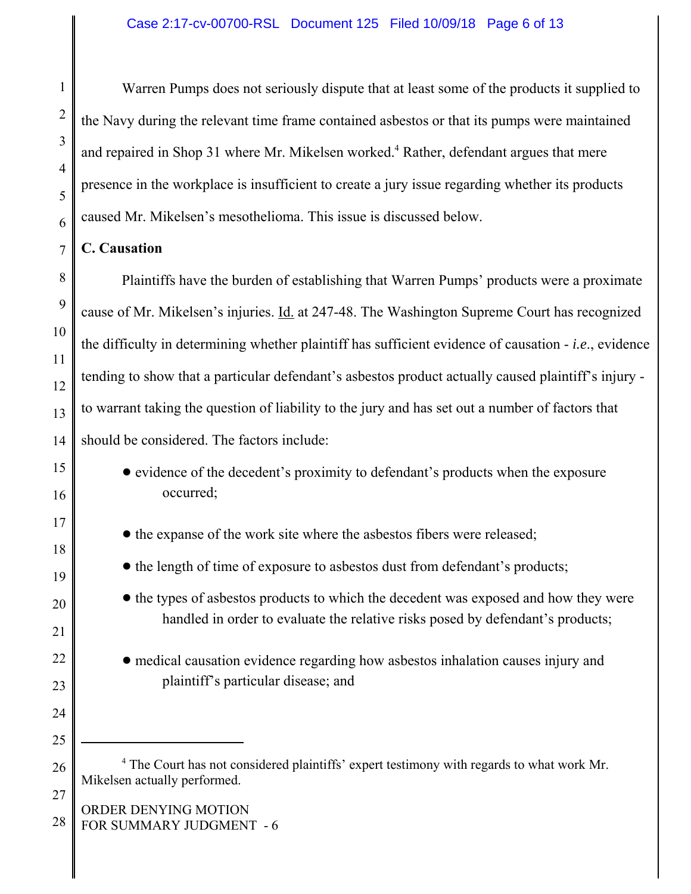Warren Pumps does not seriously dispute that at least some of the products it supplied to the Navy during the relevant time frame contained asbestos or that its pumps were maintained and repaired in Shop 31 where Mr. Mikelsen worked.[4] Rather, defendant argues that mere presence in the workplace is insufficient to create a jury issue regarding whether its products caused Mr. Mikelsen's mesothelioma. This issue is discussed below.

**C. Causation**

Plaintiffs have the burden of establishing that Warren Pumps' products were a proximate cause of Mr. Mikelsen's injuries. Id. at 247-48. The Washington Supreme Court has recognized the difficulty in determining whether plaintiff has sufficient evidence of causation - *i.e.*, evidence tending to show that a particular defendant's asbestos product actually caused plaintiff's injury - to warrant taking the question of liability to the jury and has set out a number of factors that should be considered. The factors include:

- evidence of the decedent's proximity to defendant's products when the exposure occurred;
- the expanse of the work site where the asbestos fibers were released;
- the length of time of exposure to asbestos dust from defendant's products;
- the types of asbestos products to which the decedent was exposed and how they were handled in order to evaluate the relative risks posed by defendant's products;
- medical causation evidence regarding how asbestos inhalation causes injury and plaintiff's particular disease; and

[4] The Court has not considered plaintiffs' expert testimony with regards to what work Mr. Mikelsen actually performed.

ORDER DENYING MOTION FOR SUMMARY JUDGMENT - 6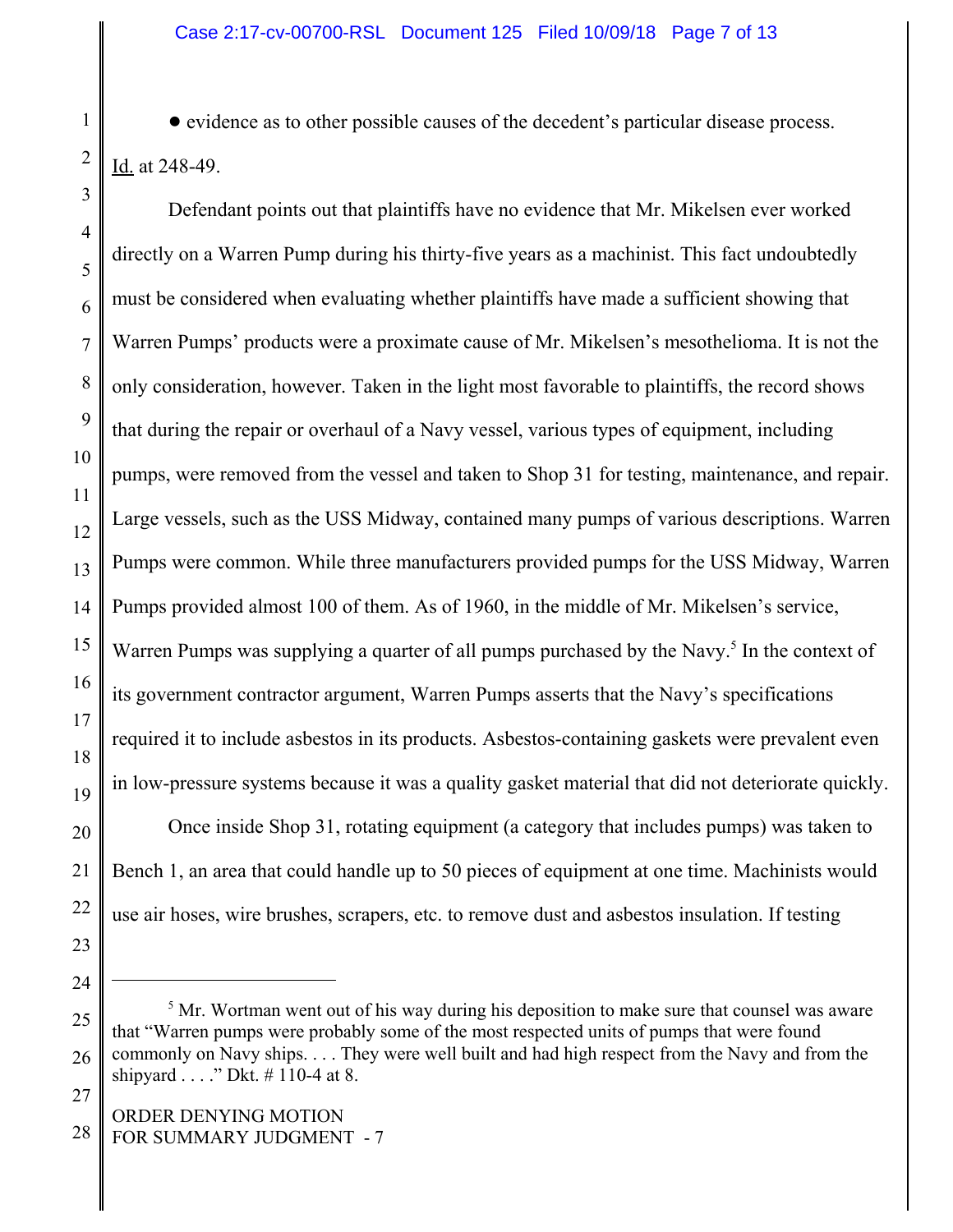- evidence as to other possible causes of the decedent's particular disease process.

Id. at 248-49.

Defendant points out that plaintiffs have no evidence that Mr. Mikelsen ever worked directly on a Warren Pump during his thirty-five years as a machinist. This fact undoubtedly must be considered when evaluating whether plaintiffs have made a sufficient showing that Warren Pumps' products were a proximate cause of Mr. Mikelsen's mesothelioma. It is not the only consideration, however. Taken in the light most favorable to plaintiffs, the record shows that during the repair or overhaul of a Navy vessel, various types of equipment, including pumps, were removed from the vessel and taken to Shop 31 for testing, maintenance, and repair. Large vessels, such as the USS Midway, contained many pumps of various descriptions. Warren Pumps were common. While three manufacturers provided pumps for the USS Midway, Warren Pumps provided almost 100 of them. As of 1960, in the middle of Mr. Mikelsen's service, Warren Pumps was supplying a quarter of all pumps purchased by the Navy.[5] In the context of its government contractor argument, Warren Pumps asserts that the Navy's specifications required it to include asbestos in its products. Asbestos-containing gaskets were prevalent even in low-pressure systems because it was a quality gasket material that did not deteriorate quickly.

Once inside Shop 31, rotating equipment (a category that includes pumps) was taken to Bench 1, an area that could handle up to 50 pieces of equipment at one time. Machinists would use air hoses, wire brushes, scrapers, etc. to remove dust and asbestos insulation. If testing

---

[5] Mr. Wortman went out of his way during his deposition to make sure that counsel was aware that "Warren pumps were probably some of the most respected units of pumps that were found commonly on Navy ships. . . . They were well built and had high respect from the Navy and from the shipyard . . . ." Dkt. # 110-4 at 8.

ORDER DENYING MOTION
FOR SUMMARY JUDGMENT - 7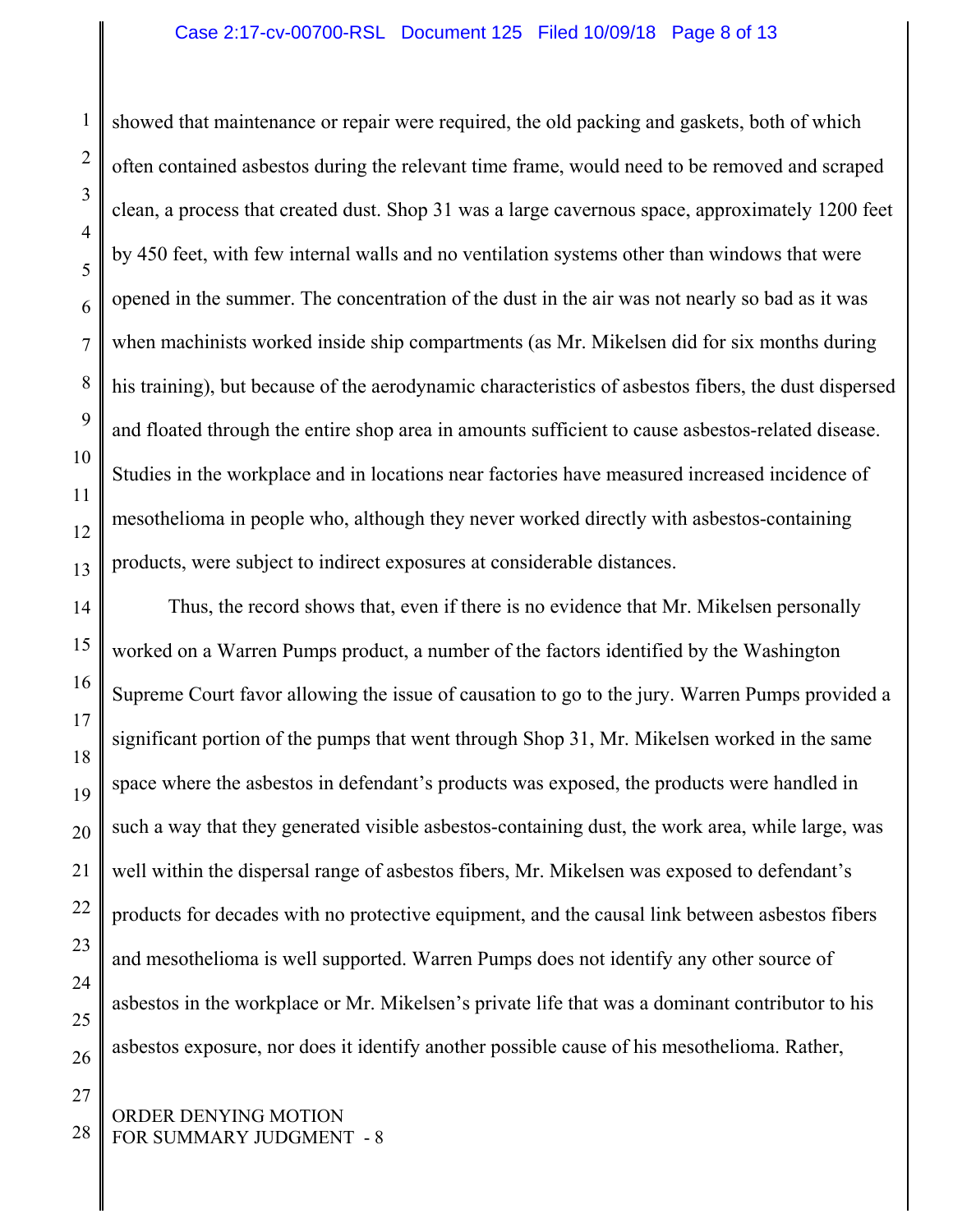showed that maintenance or repair were required, the old packing and gaskets, both of which often contained asbestos during the relevant time frame, would need to be removed and scraped clean, a process that created dust. Shop 31 was a large cavernous space, approximately 1200 feet by 450 feet, with few internal walls and no ventilation systems other than windows that were opened in the summer. The concentration of the dust in the air was not nearly so bad as it was when machinists worked inside ship compartments (as Mr. Mikelsen did for six months during his training), but because of the aerodynamic characteristics of asbestos fibers, the dust dispersed and floated through the entire shop area in amounts sufficient to cause asbestos-related disease. Studies in the workplace and in locations near factories have measured increased incidence of mesothelioma in people who, although they never worked directly with asbestos-containing products, were subject to indirect exposures at considerable distances.

Thus, the record shows that, even if there is no evidence that Mr. Mikelsen personally worked on a Warren Pumps product, a number of the factors identified by the Washington Supreme Court favor allowing the issue of causation to go to the jury. Warren Pumps provided a significant portion of the pumps that went through Shop 31, Mr. Mikelsen worked in the same space where the asbestos in defendant's products was exposed, the products were handled in such a way that they generated visible asbestos-containing dust, the work area, while large, was well within the dispersal range of asbestos fibers, Mr. Mikelsen was exposed to defendant's products for decades with no protective equipment, and the causal link between asbestos fibers and mesothelioma is well supported. Warren Pumps does not identify any other source of asbestos in the workplace or Mr. Mikelsen's private life that was a dominant contributor to his asbestos exposure, nor does it identify another possible cause of his mesothelioma. Rather,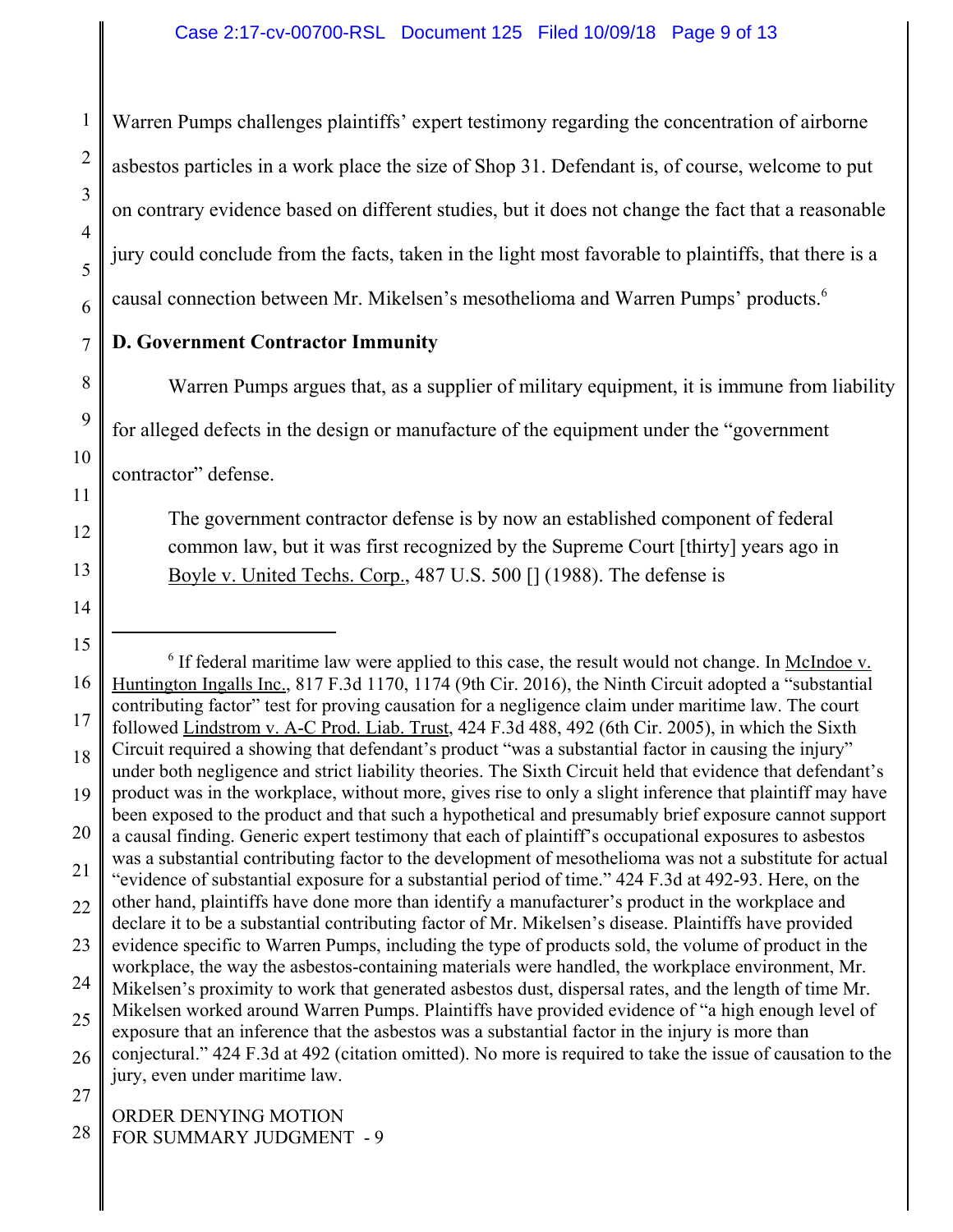Warren Pumps challenges plaintiffs' expert testimony regarding the concentration of airborne asbestos particles in a work place the size of Shop 31. Defendant is, of course, welcome to put on contrary evidence based on different studies, but it does not change the fact that a reasonable jury could conclude from the facts, taken in the light most favorable to plaintiffs, that there is a causal connection between Mr. Mikelsen's mesothelioma and Warren Pumps' products.[6]

**D. Government Contractor Immunity**

Warren Pumps argues that, as a supplier of military equipment, it is immune from liability for alleged defects in the design or manufacture of the equipment under the "government contractor" defense.

> The government contractor defense is by now an established component of federal common law, but it was first recognized by the Supreme Court [thirty] years ago in Boyle v. United Techs. Corp., 487 U.S. 500 [] (1988). The defense is

---

[6] If federal maritime law were applied to this case, the result would not change. In McIndoe v. Huntington Ingalls Inc., 817 F.3d 1170, 1174 (9th Cir. 2016), the Ninth Circuit adopted a "substantial contributing factor" test for proving causation for a negligence claim under maritime law. The court followed Lindstrom v. A-C Prod. Liab. Trust, 424 F.3d 488, 492 (6th Cir. 2005), in which the Sixth Circuit required a showing that defendant's product "was a substantial factor in causing the injury" under both negligence and strict liability theories. The Sixth Circuit held that evidence that defendant's product was in the workplace, without more, gives rise to only a slight inference that plaintiff may have been exposed to the product and that such a hypothetical and presumably brief exposure cannot support a causal finding. Generic expert testimony that each of plaintiff's occupational exposures to asbestos was a substantial contributing factor to the development of mesothelioma was not a substitute for actual "evidence of substantial exposure for a substantial period of time." 424 F.3d at 492-93. Here, on the other hand, plaintiffs have done more than identify a manufacturer's product in the workplace and declare it to be a substantial contributing factor of Mr. Mikelsen's disease. Plaintiffs have provided evidence specific to Warren Pumps, including the type of products sold, the volume of product in the workplace, the way the asbestos-containing materials were handled, the workplace environment, Mr. Mikelsen's proximity to work that generated asbestos dust, dispersal rates, and the length of time Mr. Mikelsen worked around Warren Pumps. Plaintiffs have provided evidence of "a high enough level of exposure that an inference that the asbestos was a substantial factor in the injury is more than conjectural." 424 F.3d at 492 (citation omitted). No more is required to take the issue of causation to the jury, even under maritime law.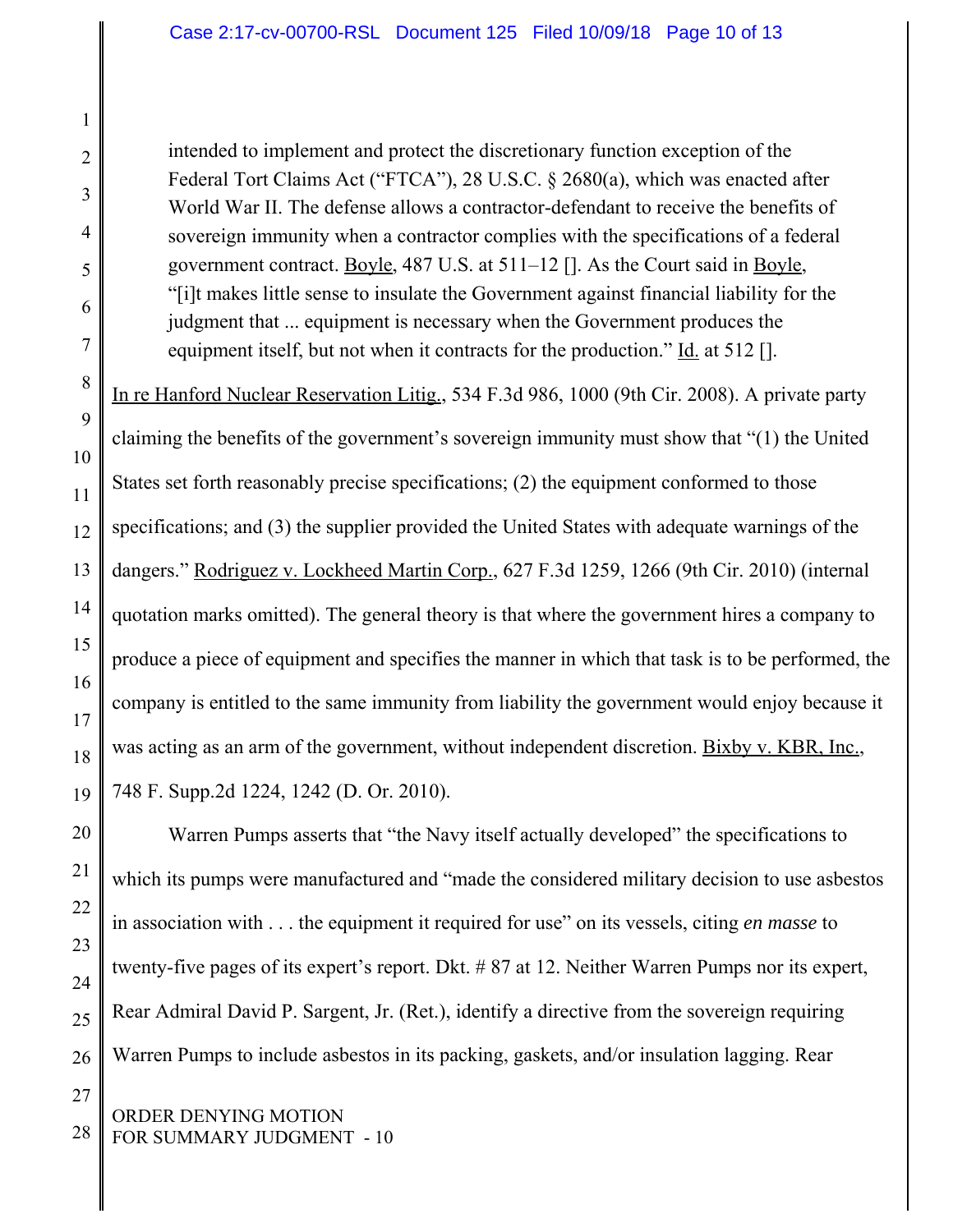> intended to implement and protect the discretionary function exception of the Federal Tort Claims Act ("FTCA"), 28 U.S.C. § 2680(a), which was enacted after World War II. The defense allows a contractor-defendant to receive the benefits of sovereign immunity when a contractor complies with the specifications of a federal government contract. Boyle, 487 U.S. at 511–12 []. As the Court said in Boyle, "[i]t makes little sense to insulate the Government against financial liability for the judgment that ... equipment is necessary when the Government produces the equipment itself, but not when it contracts for the production." Id. at 512 [].

In re Hanford Nuclear Reservation Litig., 534 F.3d 986, 1000 (9th Cir. 2008). A private party claiming the benefits of the government's sovereign immunity must show that "(1) the United States set forth reasonably precise specifications; (2) the equipment conformed to those specifications; and (3) the supplier provided the United States with adequate warnings of the dangers." Rodriguez v. Lockheed Martin Corp., 627 F.3d 1259, 1266 (9th Cir. 2010) (internal quotation marks omitted). The general theory is that where the government hires a company to produce a piece of equipment and specifies the manner in which that task is to be performed, the company is entitled to the same immunity from liability the government would enjoy because it was acting as an arm of the government, without independent discretion. Bixby v. KBR, Inc., 748 F. Supp.2d 1224, 1242 (D. Or. 2010).

Warren Pumps asserts that "the Navy itself actually developed" the specifications to which its pumps were manufactured and "made the considered military decision to use asbestos in association with . . . the equipment it required for use" on its vessels, citing *en masse* to twenty-five pages of its expert's report. Dkt. # 87 at 12. Neither Warren Pumps nor its expert, Rear Admiral David P. Sargent, Jr. (Ret.), identify a directive from the sovereign requiring Warren Pumps to include asbestos in its packing, gaskets, and/or insulation lagging. Rear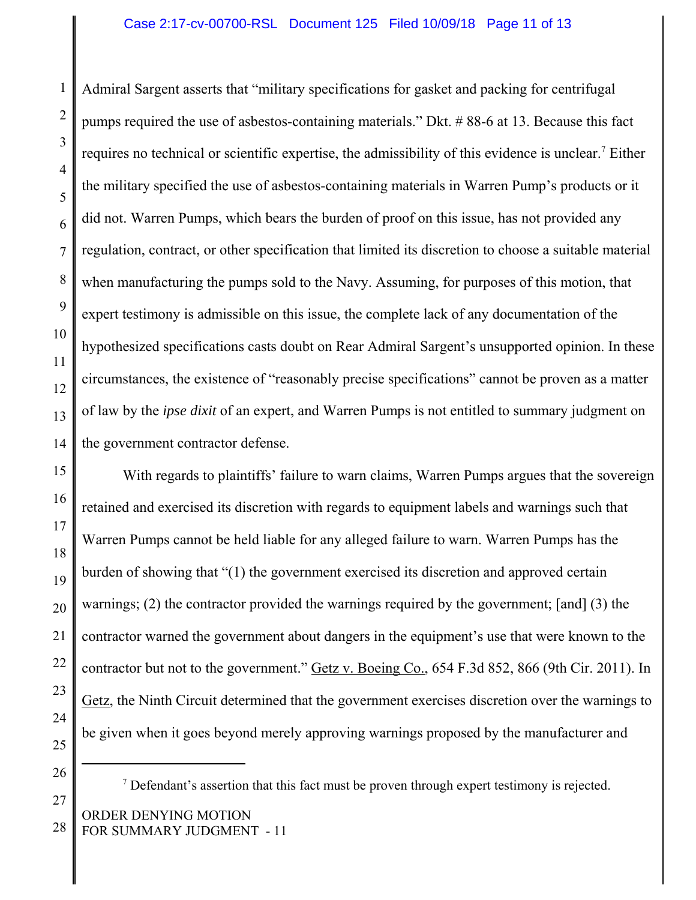Admiral Sargent asserts that "military specifications for gasket and packing for centrifugal pumps required the use of asbestos-containing materials." Dkt. # 88-6 at 13. Because this fact requires no technical or scientific expertise, the admissibility of this evidence is unclear.[7] Either the military specified the use of asbestos-containing materials in Warren Pump's products or it did not. Warren Pumps, which bears the burden of proof on this issue, has not provided any regulation, contract, or other specification that limited its discretion to choose a suitable material when manufacturing the pumps sold to the Navy. Assuming, for purposes of this motion, that expert testimony is admissible on this issue, the complete lack of any documentation of the hypothesized specifications casts doubt on Rear Admiral Sargent's unsupported opinion. In these circumstances, the existence of "reasonably precise specifications" cannot be proven as a matter of law by the *ipse dixit* of an expert, and Warren Pumps is not entitled to summary judgment on the government contractor defense.

With regards to plaintiffs' failure to warn claims, Warren Pumps argues that the sovereign retained and exercised its discretion with regards to equipment labels and warnings such that Warren Pumps cannot be held liable for any alleged failure to warn. Warren Pumps has the burden of showing that "(1) the government exercised its discretion and approved certain warnings; (2) the contractor provided the warnings required by the government; [and] (3) the contractor warned the government about dangers in the equipment's use that were known to the contractor but not to the government." Getz v. Boeing Co., 654 F.3d 852, 866 (9th Cir. 2011). In Getz, the Ninth Circuit determined that the government exercises discretion over the warnings to be given when it goes beyond merely approving warnings proposed by the manufacturer and

[7] Defendant's assertion that this fact must be proven through expert testimony is rejected.

ORDER DENYING MOTION FOR SUMMARY JUDGMENT - 11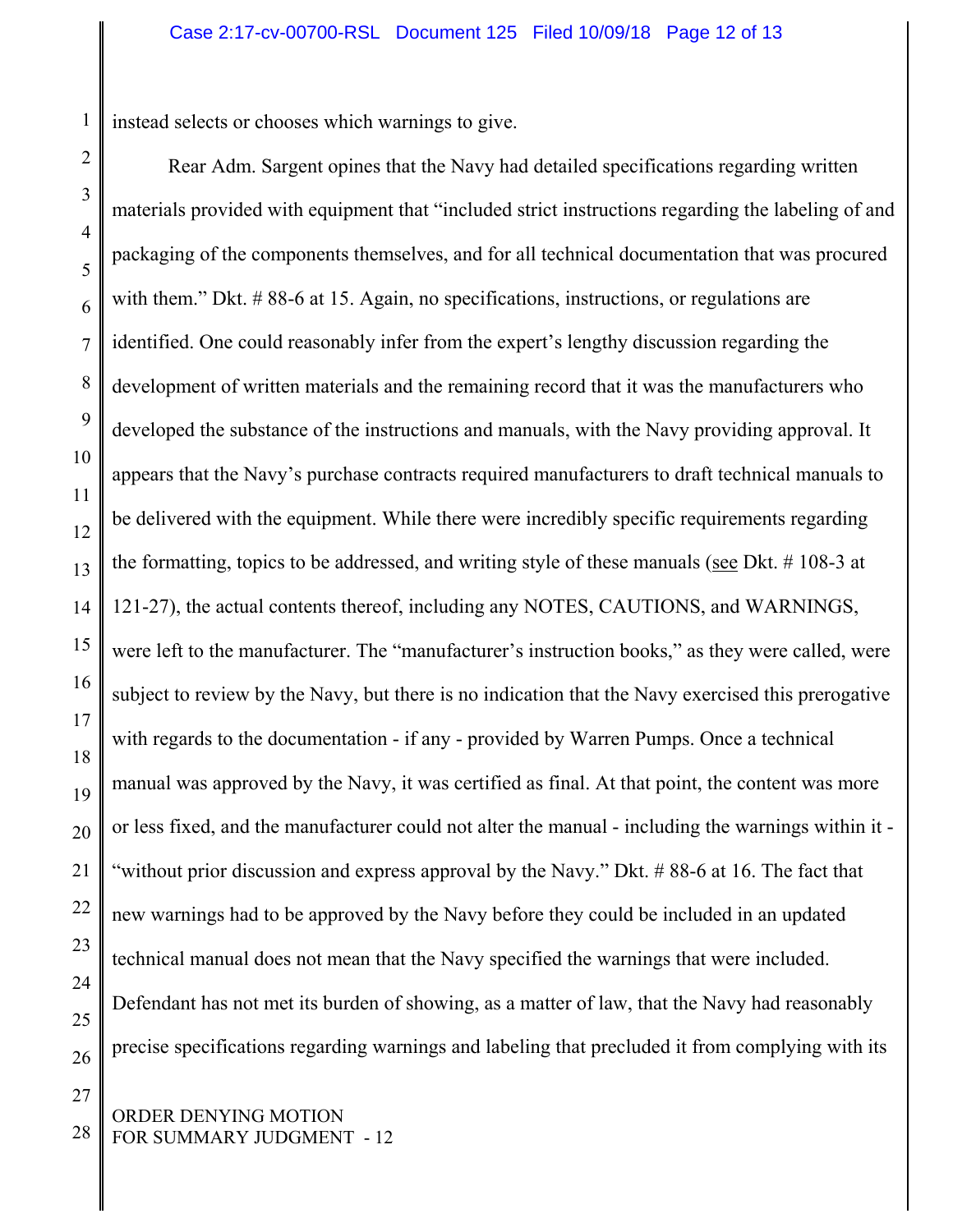instead selects or chooses which warnings to give.

Rear Adm. Sargent opines that the Navy had detailed specifications regarding written materials provided with equipment that "included strict instructions regarding the labeling of and packaging of the components themselves, and for all technical documentation that was procured with them." Dkt. # 88-6 at 15. Again, no specifications, instructions, or regulations are identified. One could reasonably infer from the expert's lengthy discussion regarding the development of written materials and the remaining record that it was the manufacturers who developed the substance of the instructions and manuals, with the Navy providing approval. It appears that the Navy's purchase contracts required manufacturers to draft technical manuals to be delivered with the equipment. While there were incredibly specific requirements regarding the formatting, topics to be addressed, and writing style of these manuals (see Dkt. # 108-3 at 121-27), the actual contents thereof, including any NOTES, CAUTIONS, and WARNINGS, were left to the manufacturer. The "manufacturer's instruction books," as they were called, were subject to review by the Navy, but there is no indication that the Navy exercised this prerogative with regards to the documentation - if any - provided by Warren Pumps. Once a technical manual was approved by the Navy, it was certified as final. At that point, the content was more or less fixed, and the manufacturer could not alter the manual - including the warnings within it - "without prior discussion and express approval by the Navy." Dkt. # 88-6 at 16. The fact that new warnings had to be approved by the Navy before they could be included in an updated technical manual does not mean that the Navy specified the warnings that were included. Defendant has not met its burden of showing, as a matter of law, that the Navy had reasonably precise specifications regarding warnings and labeling that precluded it from complying with its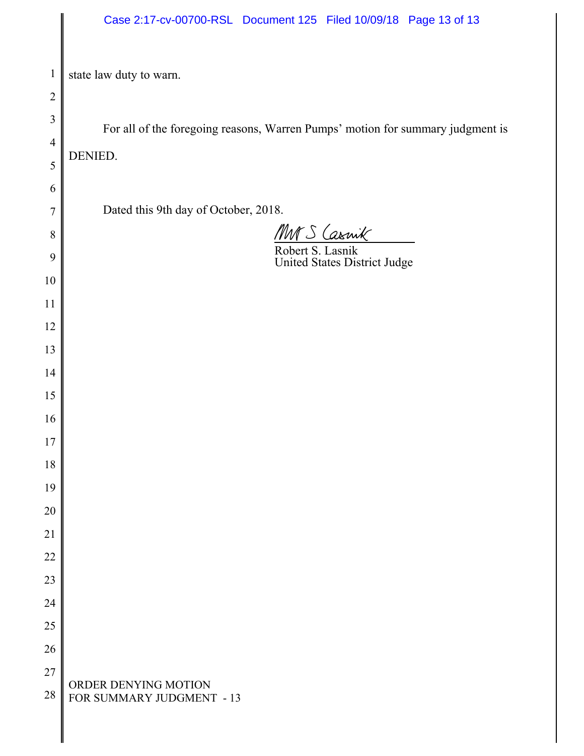state law duty to warn.

For all of the foregoing reasons, Warren Pumps' motion for summary judgment is DENIED.

Dated this 9th day of October, 2018.

Robert S. Lasnik
United States District Judge

ORDER DENYING MOTION FOR SUMMARY JUDGMENT - 13